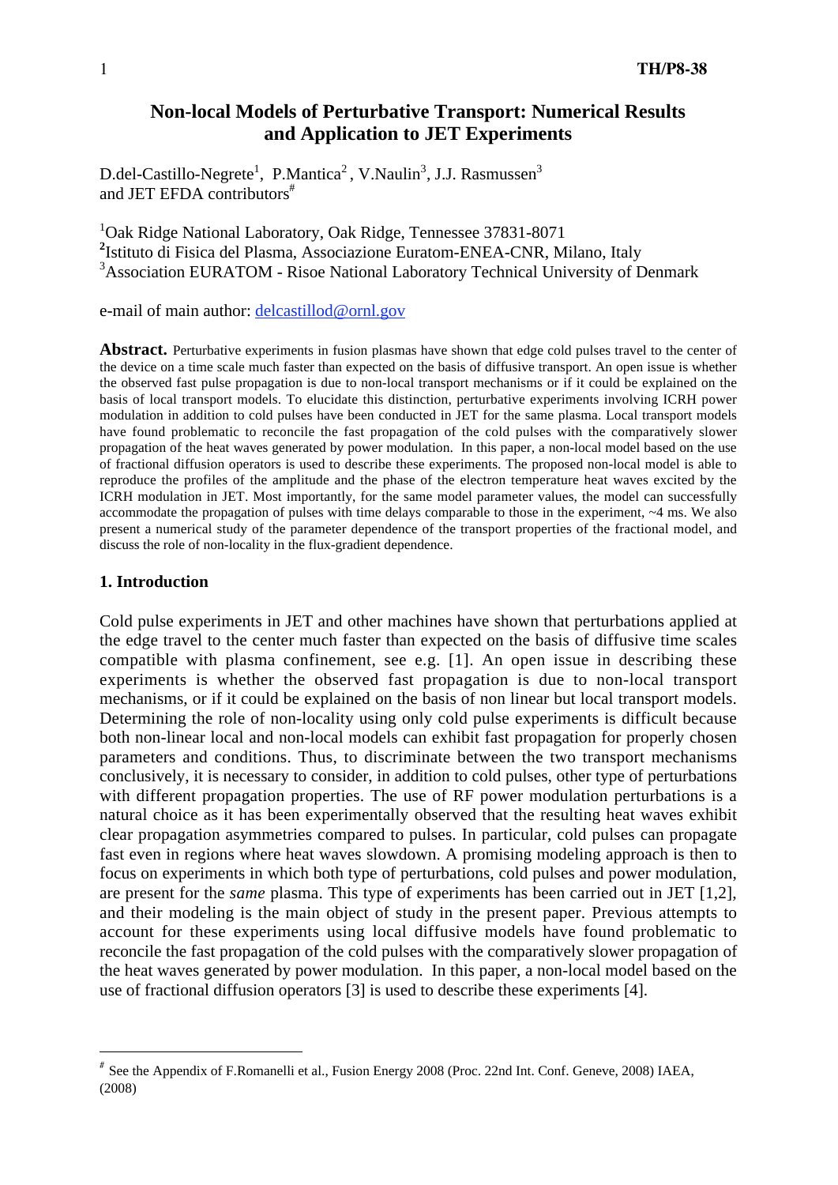# Non-local Models of Perturbative Transport: Numerical Results and Application to JET Experiments

D.del-Castillo-Negrete[1], P.Mantica[2], V.Naulin[3], J.J. Rasmussen[3] and JET EFDA contributors[#]

[1]Oak Ridge National Laboratory, Oak Ridge, Tennessee 37831-8071
[2]Istituto di Fisica del Plasma, Associazione Euratom-ENEA-CNR, Milano, Italy
[3]Association EURATOM - Risoe National Laboratory Technical University of Denmark

e-mail of main author: delcastillod@ornl.gov

**Abstract.** Perturbative experiments in fusion plasmas have shown that edge cold pulses travel to the center of the device on a time scale much faster than expected on the basis of diffusive transport. An open issue is whether the observed fast pulse propagation is due to non-local transport mechanisms or if it could be explained on the basis of local transport models. To elucidate this distinction, perturbative experiments involving ICRH power modulation in addition to cold pulses have been conducted in JET for the same plasma. Local transport models have found problematic to reconcile the fast propagation of the cold pulses with the comparatively slower propagation of the heat waves generated by power modulation. In this paper, a non-local model based on the use of fractional diffusion operators is used to describe these experiments. The proposed non-local model is able to reproduce the profiles of the amplitude and the phase of the electron temperature heat waves excited by the ICRH modulation in JET. Most importantly, for the same model parameter values, the model can successfully accommodate the propagation of pulses with time delays comparable to those in the experiment, ~4 ms. We also present a numerical study of the parameter dependence of the transport properties of the fractional model, and discuss the role of non-locality in the flux-gradient dependence.

## 1. Introduction

Cold pulse experiments in JET and other machines have shown that perturbations applied at the edge travel to the center much faster than expected on the basis of diffusive time scales compatible with plasma confinement, see e.g. [1]. An open issue in describing these experiments is whether the observed fast propagation is due to non-local transport mechanisms, or if it could be explained on the basis of non linear but local transport models. Determining the role of non-locality using only cold pulse experiments is difficult because both non-linear local and non-local models can exhibit fast propagation for properly chosen parameters and conditions. Thus, to discriminate between the two transport mechanisms conclusively, it is necessary to consider, in addition to cold pulses, other type of perturbations with different propagation properties. The use of RF power modulation perturbations is a natural choice as it has been experimentally observed that the resulting heat waves exhibit clear propagation asymmetries compared to pulses. In particular, cold pulses can propagate fast even in regions where heat waves slowdown. A promising modeling approach is then to focus on experiments in which both type of perturbations, cold pulses and power modulation, are present for the *same* plasma. This type of experiments has been carried out in JET [1,2], and their modeling is the main object of study in the present paper. Previous attempts to account for these experiments using local diffusive models have found problematic to reconcile the fast propagation of the cold pulses with the comparatively slower propagation of the heat waves generated by power modulation. In this paper, a non-local model based on the use of fractional diffusion operators [3] is used to describe these experiments [4].

[#] See the Appendix of F.Romanelli et al., Fusion Energy 2008 (Proc. 22nd Int. Conf. Geneve, 2008) IAEA, (2008)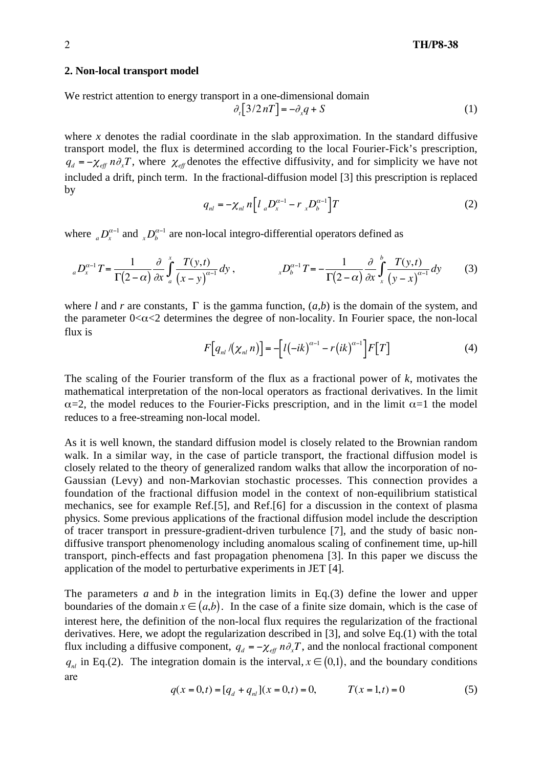## 2. Non-local transport model

We restrict attention to energy transport in a one-dimensional domain

$$\partial_t \left[ 3/2\, nT \right] = -\partial_x q + S \tag{1}$$

where *x* denotes the radial coordinate in the slab approximation. In the standard diffusive transport model, the flux is determined according to the local Fourier-Fick's prescription, $q_d = -\chi_{eff}\, n \partial_x T$, where $\chi_{eff}$ denotes the effective diffusivity, and for simplicity we have not included a drift, pinch term. In the fractional-diffusion model [3] this prescription is replaced by

$$q_{nl} = -\chi_{nl}\, n \left[ l \;{}_aD_x^{\alpha-1} - r \;{}_xD_b^{\alpha-1} \right] T \tag{2}$$

where ${}_aD_x^{\alpha-1}$ and ${}_xD_b^{\alpha-1}$ are non-local integro-differential operators defined as

$${}_aD_x^{\alpha-1}\, T = \frac{1}{\Gamma(2-\alpha)} \frac{\partial}{\partial x} \int_a^x \frac{T(y,t)}{(x-y)^{\alpha-1}}\, dy\,, \qquad {}_xD_b^{\alpha-1}\, T = -\frac{1}{\Gamma(2-\alpha)} \frac{\partial}{\partial x} \int_x^b \frac{T(y,t)}{(y-x)^{\alpha-1}}\, dy \tag{3}$$

where *l* and *r* are constants, $\Gamma$ is the gamma function, $(a,b)$ is the domain of the system, and the parameter $0<\alpha<2$ determines the degree of non-locality. In Fourier space, the non-local flux is

$$F\left[ q_{nl} / (\chi_{nl}\, n) \right] = -\left[ l(-ik)^{\alpha-1} - r(ik)^{\alpha-1} \right] F[T] \tag{4}$$

The scaling of the Fourier transform of the flux as a fractional power of *k*, motivates the mathematical interpretation of the non-local operators as fractional derivatives. In the limit $\alpha=2$, the model reduces to the Fourier-Ficks prescription, and in the limit $\alpha=1$ the model reduces to a free-streaming non-local model.

As it is well known, the standard diffusion model is closely related to the Brownian random walk. In a similar way, in the case of particle transport, the fractional diffusion model is closely related to the theory of generalized random walks that allow the incorporation of no-Gaussian (Levy) and non-Markovian stochastic processes. This connection provides a foundation of the fractional diffusion model in the context of non-equilibrium statistical mechanics, see for example Ref.[5], and Ref.[6] for a discussion in the context of plasma physics. Some previous applications of the fractional diffusion model include the description of tracer transport in pressure-gradient-driven turbulence [7], and the study of basic non-diffusive transport phenomenology including anomalous scaling of confinement time, up-hill transport, pinch-effects and fast propagation phenomena [3]. In this paper we discuss the application of the model to perturbative experiments in JET [4].

The parameters *a* and *b* in the integration limits in Eq.(3) define the lower and upper boundaries of the domain $x \in (a,b)$. In the case of a finite size domain, which is the case of interest here, the definition of the non-local flux requires the regularization of the fractional derivatives. Here, we adopt the regularization described in [3], and solve Eq.(1) with the total flux including a diffusive component, $q_d = -\chi_{eff}\, n \partial_x T$, and the nonlocal fractional component $q_{nl}$ in Eq.(2). The integration domain is the interval, $x \in (0,1)$, and the boundary conditions are

$$q(x=0,t) = [q_d + q_{nl}](x=0,t) = 0, \qquad T(x=1,t) = 0 \tag{5}$$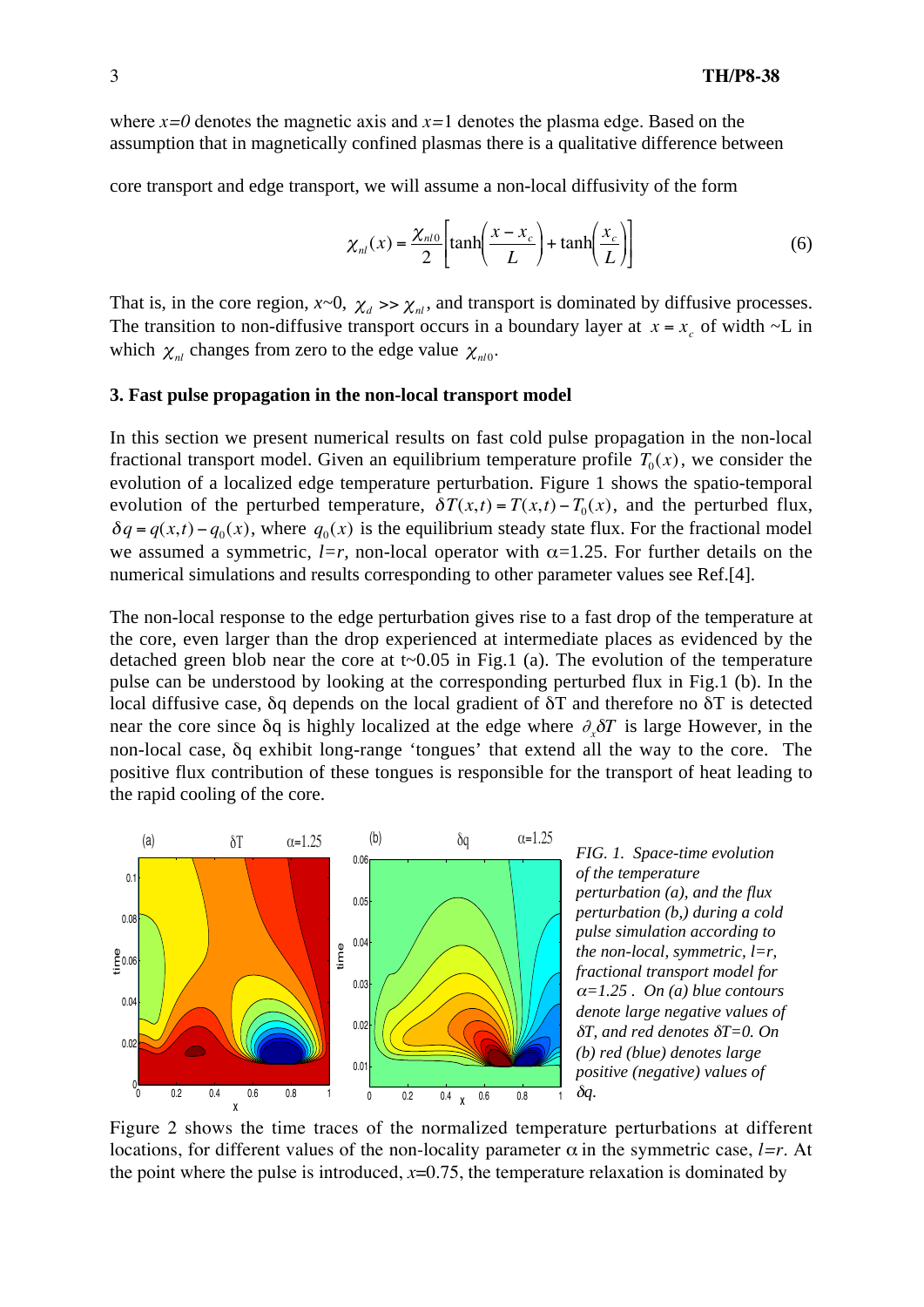where $x=0$ denotes the magnetic axis and $x=1$ denotes the plasma edge. Based on the assumption that in magnetically confined plasmas there is a qualitative difference between

core transport and edge transport, we will assume a non-local diffusivity of the form

$$\chi_{nl}(x) = \frac{\chi_{nl0}}{2}\left[\tanh\left(\frac{x - x_c}{L}\right) + \tanh\left(\frac{x_c}{L}\right)\right] \tag{6}$$

That is, in the core region, $x\sim 0$, $\chi_d >> \chi_{nl}$, and transport is dominated by diffusive processes. The transition to non-diffusive transport occurs in a boundary layer at $x = x_c$ of width ~L in which $\chi_{nl}$ changes from zero to the edge value $\chi_{nl0}$.

### 3. Fast pulse propagation in the non-local transport model

In this section we present numerical results on fast cold pulse propagation in the non-local fractional transport model. Given an equilibrium temperature profile $T_0(x)$, we consider the evolution of a localized edge temperature perturbation. Figure 1 shows the spatio-temporal evolution of the perturbed temperature, $\delta T(x,t) = T(x,t) - T_0(x)$, and the perturbed flux, $\delta q = q(x,t) - q_0(x)$, where $q_0(x)$ is the equilibrium steady state flux. For the fractional model we assumed a symmetric, $l=r$, non-local operator with $\alpha$=1.25. For further details on the numerical simulations and results corresponding to other parameter values see Ref.[4].

The non-local response to the edge perturbation gives rise to a fast drop of the temperature at the core, even larger than the drop experienced at intermediate places as evidenced by the detached green blob near the core at t~0.05 in Fig.1 (a). The evolution of the temperature pulse can be understood by looking at the corresponding perturbed flux in Fig.1 (b). In the local diffusive case, $\delta q$ depends on the local gradient of $\delta T$ and therefore no $\delta T$ is detected near the core since $\delta q$ is highly localized at the edge where $\partial_x \delta T$ is large However, in the non-local case, $\delta q$ exhibit long-range 'tongues' that extend all the way to the core. The positive flux contribution of these tongues is responsible for the transport of heat leading to the rapid cooling of the core.

*FIG. 1. Space-time evolution of the temperature perturbation (a), and the flux perturbation (b,) during a cold pulse simulation according to the non-local, symmetric, l=r, fractional transport model for $\alpha$=1.25 . On (a) blue contours denote large negative values of $\delta T$, and red denotes $\delta T$=0. On (b) red (blue) denotes large positive (negative) values of $\delta q$.*

Figure 2 shows the time traces of the normalized temperature perturbations at different locations, for different values of the non-locality parameter $\alpha$ in the symmetric case, $l=r$. At the point where the pulse is introduced, $x$=0.75, the temperature relaxation is dominated by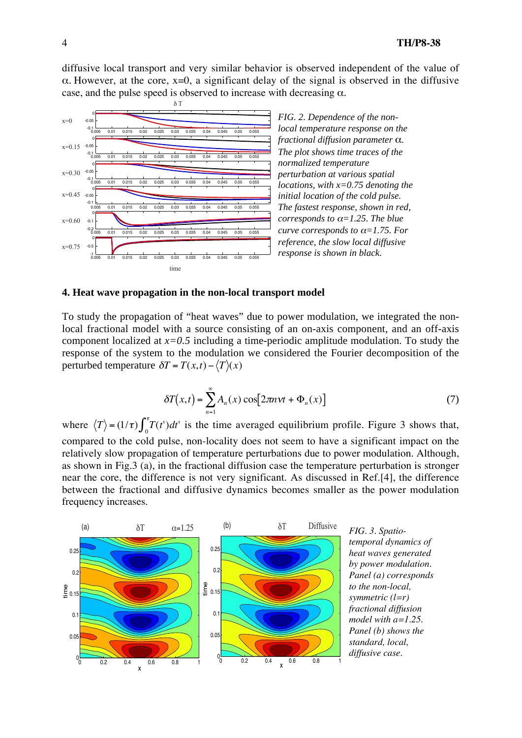diffusive local transport and very similar behavior is observed independent of the value of α. However, at the core, x=0, a significant delay of the signal is observed in the diffusive case, and the pulse speed is observed to increase with decreasing α.

*FIG. 2. Dependence of the non-local temperature response on the fractional diffusion parameter α. The plot shows time traces of the normalized temperature perturbation at various spatial locations, with x=0.75 denoting the initial location of the cold pulse. The fastest response, shown in red, corresponds to α=1.25. The blue curve corresponds to α=1.75. For reference, the slow local diffusive response is shown in black.*

## 4. Heat wave propagation in the non-local transport model

To study the propagation of "heat waves" due to power modulation, we integrated the non-local fractional model with a source consisting of an on-axis component, and an off-axis component localized at *x=0.5* including a time-periodic amplitude modulation. To study the response of the system to the modulation we considered the Fourier decomposition of the perturbed temperature $\delta T = T(x,t) - \langle T \rangle(x)$

$$\delta T(x,t) = \sum_{n=1}^{\infty} A_n(x) \cos\left[2\pi n \nu t + \Phi_n(x)\right] \tag{7}$$

where $\langle T \rangle = (1/\tau)\int_0^{\tau} T(t')dt'$ is the time averaged equilibrium profile. Figure 3 shows that, compared to the cold pulse, non-locality does not seem to have a significant impact on the relatively slow propagation of temperature perturbations due to power modulation. Although, as shown in Fig.3 (a), in the fractional diffusion case the temperature perturbation is stronger near the core, the difference is not very significant. As discussed in Ref.[4], the difference between the fractional and diffusive dynamics becomes smaller as the power modulation frequency increases.

*FIG. 3. Spatio-temporal dynamics of heat waves generated by power modulation. Panel (a) corresponds to the non-local, symmetric (l=r) fractional diffusion model with a=1.25. Panel (b) shows the standard, local, diffusive case.*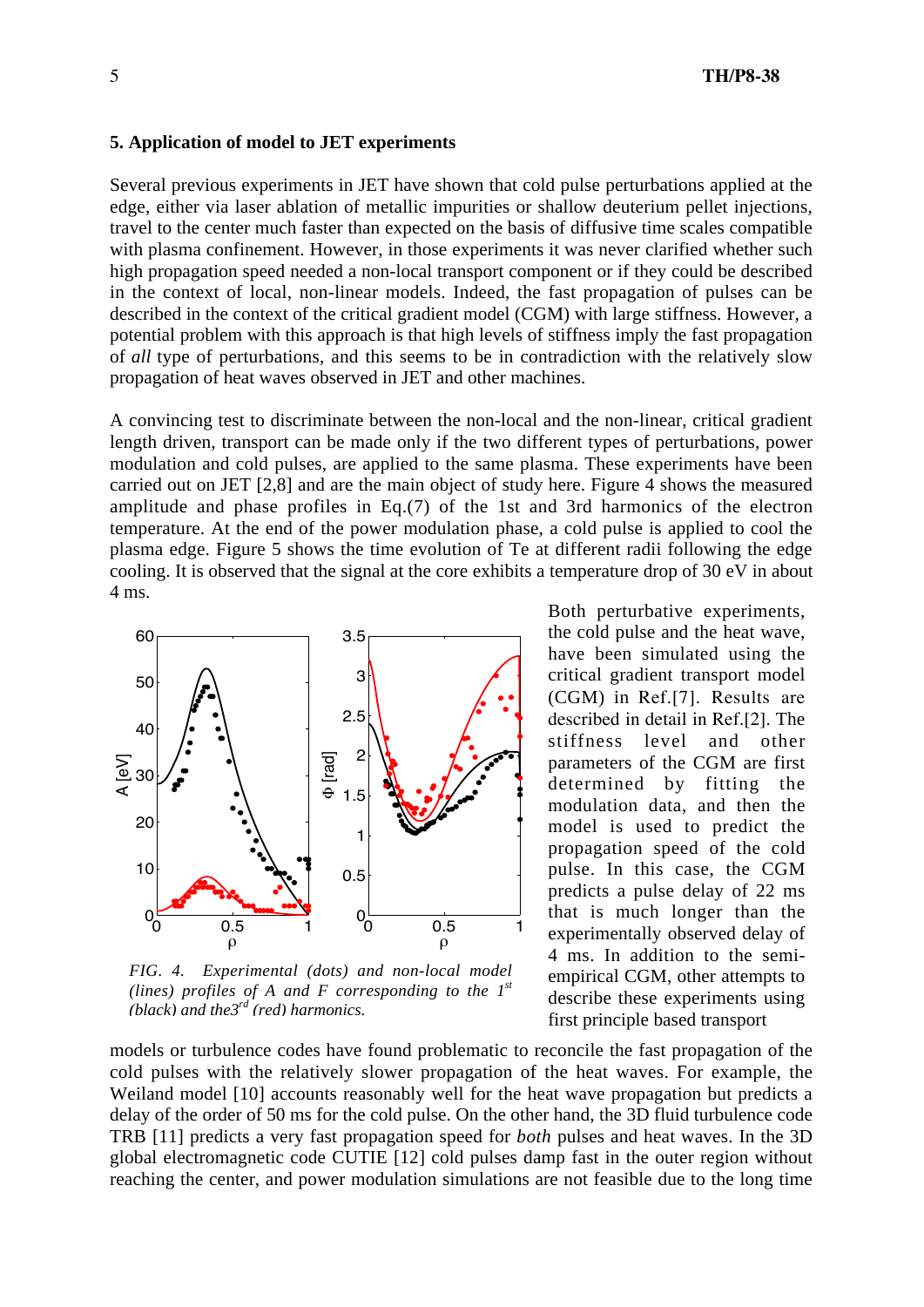## 5. Application of model to JET experiments

Several previous experiments in JET have shown that cold pulse perturbations applied at the edge, either via laser ablation of metallic impurities or shallow deuterium pellet injections, travel to the center much faster than expected on the basis of diffusive time scales compatible with plasma confinement. However, in those experiments it was never clarified whether such high propagation speed needed a non-local transport component or if they could be described in the context of local, non-linear models. Indeed, the fast propagation of pulses can be described in the context of the critical gradient model (CGM) with large stiffness. However, a potential problem with this approach is that high levels of stiffness imply the fast propagation of *all* type of perturbations, and this seems to be in contradiction with the relatively slow propagation of heat waves observed in JET and other machines.

A convincing test to discriminate between the non-local and the non-linear, critical gradient length driven, transport can be made only if the two different types of perturbations, power modulation and cold pulses, are applied to the same plasma. These experiments have been carried out on JET [2,8] and are the main object of study here. Figure 4 shows the measured amplitude and phase profiles in Eq.(7) of the 1st and 3rd harmonics of the electron temperature. At the end of the power modulation phase, a cold pulse is applied to cool the plasma edge. Figure 5 shows the time evolution of Te at different radii following the edge cooling. It is observed that the signal at the core exhibits a temperature drop of 30 eV in about 4 ms.

*FIG. 4. Experimental (dots) and non-local model (lines) profiles of A and F corresponding to the 1st (black) and the 3rd (red) harmonics.*

Both perturbative experiments, the cold pulse and the heat wave, have been simulated using the critical gradient transport model (CGM) in Ref.[7]. Results are described in detail in Ref.[2]. The stiffness level and other parameters of the CGM are first determined by fitting the modulation data, and then the model is used to predict the propagation speed of the cold pulse. In this case, the CGM predicts a pulse delay of 22 ms that is much longer than the experimentally observed delay of 4 ms. In addition to the semi-empirical CGM, other attempts to describe these experiments using first principle based transport models or turbulence codes have found problematic to reconcile the fast propagation of the cold pulses with the relatively slower propagation of the heat waves. For example, the Weiland model [10] accounts reasonably well for the heat wave propagation but predicts a delay of the order of 50 ms for the cold pulse. On the other hand, the 3D fluid turbulence code TRB [11] predicts a very fast propagation speed for *both* pulses and heat waves. In the 3D global electromagnetic code CUTIE [12] cold pulses damp fast in the outer region without reaching the center, and power modulation simulations are not feasible due to the long time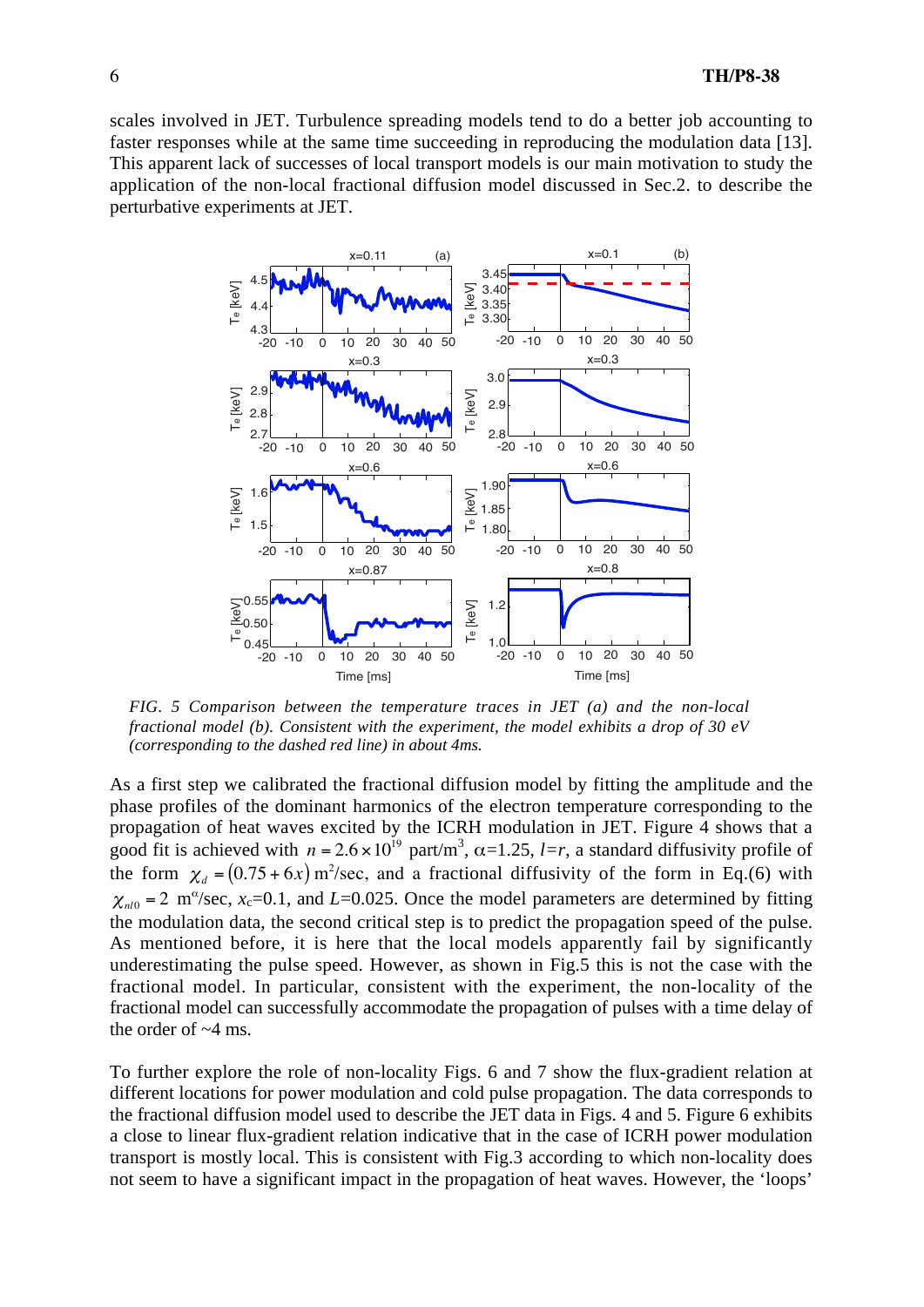scales involved in JET. Turbulence spreading models tend to do a better job accounting to faster responses while at the same time succeeding in reproducing the modulation data [13]. This apparent lack of successes of local transport models is our main motivation to study the application of the non-local fractional diffusion model discussed in Sec.2. to describe the perturbative experiments at JET.

*FIG. 5 Comparison between the temperature traces in JET (a) and the non-local fractional model (b). Consistent with the experiment, the model exhibits a drop of 30 eV (corresponding to the dashed red line) in about 4ms.*

As a first step we calibrated the fractional diffusion model by fitting the amplitude and the phase profiles of the dominant harmonics of the electron temperature corresponding to the propagation of heat waves excited by the ICRH modulation in JET. Figure 4 shows that a good fit is achieved with $n = 2.6 \times 10^{19}$ part/m$^3$, $\alpha$=1.25, $l$=$r$, a standard diffusivity profile of the form $\chi_d = (0.75 + 6x)$ m$^2$/sec, and a fractional diffusivity of the form in Eq.(6) with $\chi_{nl0} = 2$ m$^\alpha$/sec, $x_c$=0.1, and $L$=0.025. Once the model parameters are determined by fitting the modulation data, the second critical step is to predict the propagation speed of the pulse. As mentioned before, it is here that the local models apparently fail by significantly underestimating the pulse speed. However, as shown in Fig.5 this is not the case with the fractional model. In particular, consistent with the experiment, the non-locality of the fractional model can successfully accommodate the propagation of pulses with a time delay of the order of ~4 ms.

To further explore the role of non-locality Figs. 6 and 7 show the flux-gradient relation at different locations for power modulation and cold pulse propagation. The data corresponds to the fractional diffusion model used to describe the JET data in Figs. 4 and 5. Figure 6 exhibits a close to linear flux-gradient relation indicative that in the case of ICRH power modulation transport is mostly local. This is consistent with Fig.3 according to which non-locality does not seem to have a significant impact in the propagation of heat waves. However, the 'loops'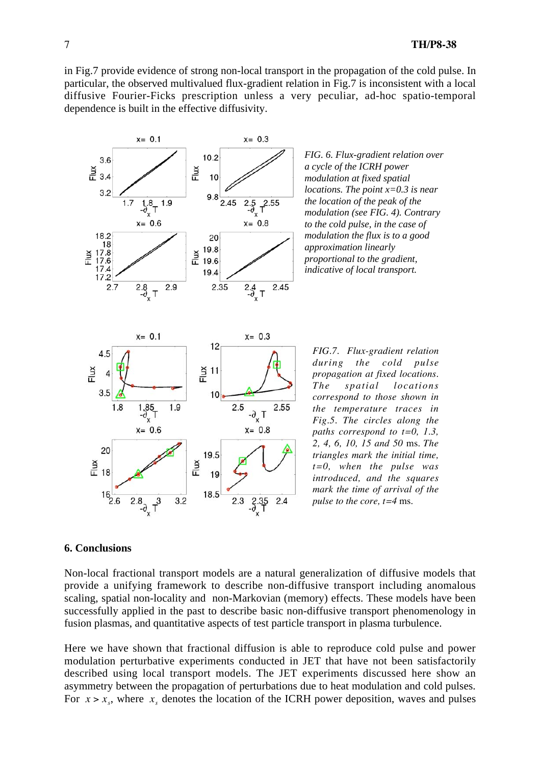in Fig.7 provide evidence of strong non-local transport in the propagation of the cold pulse. In particular, the observed multivalued flux-gradient relation in Fig.7 is inconsistent with a local diffusive Fourier-Ficks prescription unless a very peculiar, ad-hoc spatio-temporal dependence is built in the effective diffusivity.

*FIG. 6. Flux-gradient relation over a cycle of the ICRH power modulation at fixed spatial locations. The point $x=0.3$ is near the location of the peak of the modulation (see FIG. 4). Contrary to the cold pulse, in the case of modulation the flux is to a good approximation linearly proportional to the gradient, indicative of local transport.*

*FIG.7. Flux-gradient relation during the cold pulse propagation at fixed locations. The spatial locations correspond to those shown in the temperature traces in Fig.5. The circles along the paths correspond to t=0, 1.3, 2, 4, 6, 10, 15 and 50 ms. The triangles mark the initial time, t=0, when the pulse was introduced, and the squares mark the time of arrival of the pulse to the core, t=4 ms.*

## 6. Conclusions

Non-local fractional transport models are a natural generalization of diffusive models that provide a unifying framework to describe non-diffusive transport including anomalous scaling, spatial non-locality and non-Markovian (memory) effects. These models have been successfully applied in the past to describe basic non-diffusive transport phenomenology in fusion plasmas, and quantitative aspects of test particle transport in plasma turbulence.

Here we have shown that fractional diffusion is able to reproduce cold pulse and power modulation perturbative experiments conducted in JET that have not been satisfactorily described using local transport models. The JET experiments discussed here show an asymmetry between the propagation of perturbations due to heat modulation and cold pulses. For $x > x_s$, where $x_s$ denotes the location of the ICRH power deposition, waves and pulses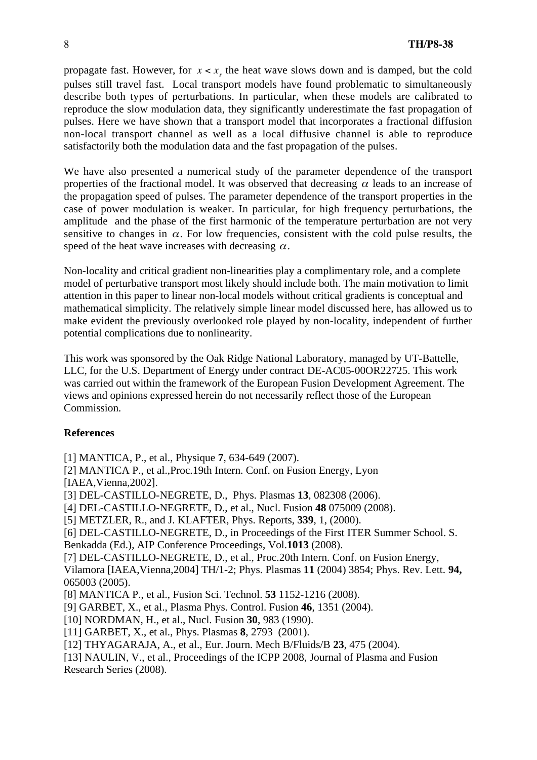propagate fast. However, for $x < x_s$ the heat wave slows down and is damped, but the cold pulses still travel fast. Local transport models have found problematic to simultaneously describe both types of perturbations. In particular, when these models are calibrated to reproduce the slow modulation data, they significantly underestimate the fast propagation of pulses. Here we have shown that a transport model that incorporates a fractional diffusion non-local transport channel as well as a local diffusive channel is able to reproduce satisfactorily both the modulation data and the fast propagation of the pulses.

We have also presented a numerical study of the parameter dependence of the transport properties of the fractional model. It was observed that decreasing $\alpha$ leads to an increase of the propagation speed of pulses. The parameter dependence of the transport properties in the case of power modulation is weaker. In particular, for high frequency perturbations, the amplitude and the phase of the first harmonic of the temperature perturbation are not very sensitive to changes in $\alpha$. For low frequencies, consistent with the cold pulse results, the speed of the heat wave increases with decreasing $\alpha$.

Non-locality and critical gradient non-linearities play a complimentary role, and a complete model of perturbative transport most likely should include both. The main motivation to limit attention in this paper to linear non-local models without critical gradients is conceptual and mathematical simplicity. The relatively simple linear model discussed here, has allowed us to make evident the previously overlooked role played by non-locality, independent of further potential complications due to nonlinearity.

This work was sponsored by the Oak Ridge National Laboratory, managed by UT-Battelle, LLC, for the U.S. Department of Energy under contract DE-AC05-00OR22725. This work was carried out within the framework of the European Fusion Development Agreement. The views and opinions expressed herein do not necessarily reflect those of the European Commission.

**References**

[1] MANTICA, P., et al., Physique **7**, 634-649 (2007).
[2] MANTICA P., et al.,Proc.19th Intern. Conf. on Fusion Energy, Lyon [IAEA,Vienna,2002].
[3] DEL-CASTILLO-NEGRETE, D., Phys. Plasmas **13**, 082308 (2006).
[4] DEL-CASTILLO-NEGRETE, D., et al., Nucl. Fusion **48** 075009 (2008).
[5] METZLER, R., and J. KLAFTER, Phys. Reports, **339**, 1, (2000).
[6] DEL-CASTILLO-NEGRETE, D., in Proceedings of the First ITER Summer School. S. Benkadda (Ed.), AIP Conference Proceedings, Vol.**1013** (2008).
[7] DEL-CASTILLO-NEGRETE, D., et al., Proc.20th Intern. Conf. on Fusion Energy, Vilamora [IAEA,Vienna,2004] TH/1-2; Phys. Plasmas **11** (2004) 3854; Phys. Rev. Lett. **94,** 065003 (2005).
[8] MANTICA P., et al., Fusion Sci. Technol. **53** 1152-1216 (2008).
[9] GARBET, X., et al., Plasma Phys. Control. Fusion **46**, 1351 (2004).
[10] NORDMAN, H., et al., Nucl. Fusion **30**, 983 (1990).
[11] GARBET, X., et al., Phys. Plasmas **8**, 2793 (2001).
[12] THYAGARAJA, A., et al., Eur. Journ. Mech B/Fluids/B **23**, 475 (2004).
[13] NAULIN, V., et al., Proceedings of the ICPP 2008, Journal of Plasma and Fusion Research Series (2008).